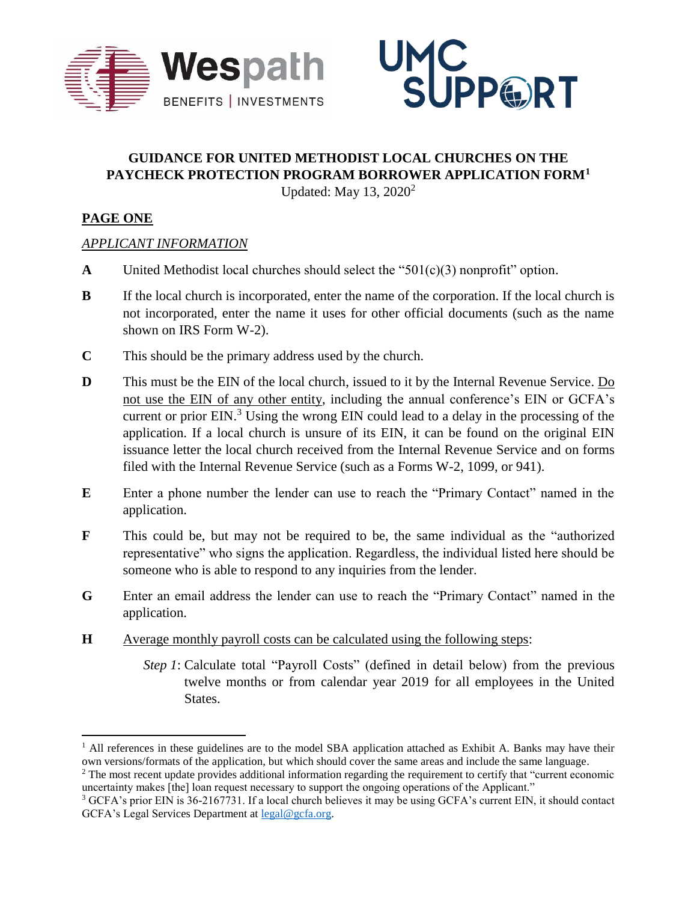# GUIDANCE FOR UNITED METHODIST LOCAL CHURCHES ON THE PAYCHECK PROTECTION PROGRAM BORROWER APPLICATION FORM[1]

Updated: May 13, 2020[2]

## PAGE ONE

### *APPLICANT INFORMATION*

**A** United Methodist local churches should select the "501(c)(3) nonprofit" option.

**B** If the local church is incorporated, enter the name of the corporation. If the local church is not incorporated, enter the name it uses for other official documents (such as the name shown on IRS Form W-2).

**C** This should be the primary address used by the church.

**D** This must be the EIN of the local church, issued to it by the Internal Revenue Service. Do not use the EIN of any other entity, including the annual conference's EIN or GCFA's current or prior EIN.[3] Using the wrong EIN could lead to a delay in the processing of the application. If a local church is unsure of its EIN, it can be found on the original EIN issuance letter the local church received from the Internal Revenue Service and on forms filed with the Internal Revenue Service (such as a Forms W-2, 1099, or 941).

**E** Enter a phone number the lender can use to reach the "Primary Contact" named in the application.

**F** This could be, but may not be required to be, the same individual as the "authorized representative" who signs the application. Regardless, the individual listed here should be someone who is able to respond to any inquiries from the lender.

**G** Enter an email address the lender can use to reach the "Primary Contact" named in the application.

**H** Average monthly payroll costs can be calculated using the following steps:

*Step 1*: Calculate total "Payroll Costs" (defined in detail below) from the previous twelve months or from calendar year 2019 for all employees in the United States.

---

[1] All references in these guidelines are to the model SBA application attached as Exhibit A. Banks may have their own versions/formats of the application, but which should cover the same areas and include the same language.

[2] The most recent update provides additional information regarding the requirement to certify that "current economic uncertainty makes [the] loan request necessary to support the ongoing operations of the Applicant."

[3] GCFA's prior EIN is 36-2167731. If a local church believes it may be using GCFA's current EIN, it should contact GCFA's Legal Services Department at legal@gcfa.org.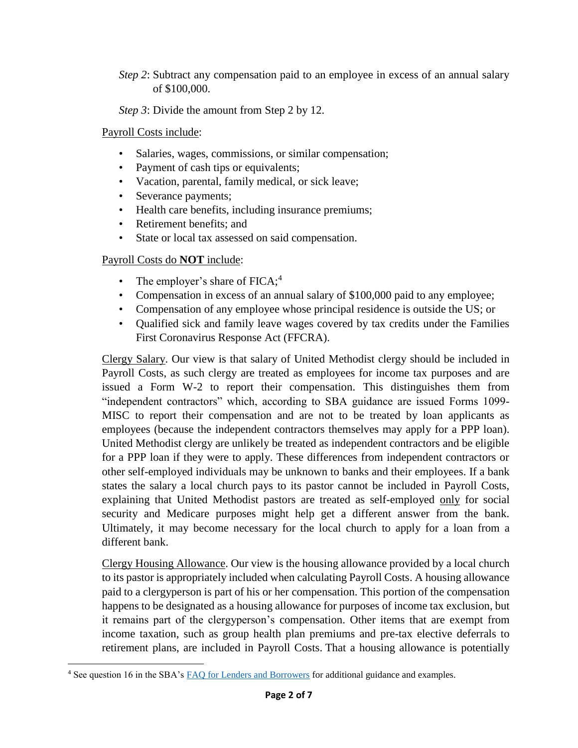*Step 2*: Subtract any compensation paid to an employee in excess of an annual salary of $100,000.

*Step 3*: Divide the amount from Step 2 by 12.

Payroll Costs include:

- Salaries, wages, commissions, or similar compensation;
- Payment of cash tips or equivalents;
- Vacation, parental, family medical, or sick leave;
- Severance payments;
- Health care benefits, including insurance premiums;
- Retirement benefits; and
- State or local tax assessed on said compensation.

Payroll Costs do **NOT** include:

- The employer's share of FICA;[4]
- Compensation in excess of an annual salary of $100,000 paid to any employee;
- Compensation of any employee whose principal residence is outside the US; or
- Qualified sick and family leave wages covered by tax credits under the Families First Coronavirus Response Act (FFCRA).

Clergy Salary. Our view is that salary of United Methodist clergy should be included in Payroll Costs, as such clergy are treated as employees for income tax purposes and are issued a Form W-2 to report their compensation. This distinguishes them from "independent contractors" which, according to SBA guidance are issued Forms 1099-MISC to report their compensation and are not to be treated by loan applicants as employees (because the independent contractors themselves may apply for a PPP loan). United Methodist clergy are unlikely be treated as independent contractors and be eligible for a PPP loan if they were to apply. These differences from independent contractors or other self-employed individuals may be unknown to banks and their employees. If a bank states the salary a local church pays to its pastor cannot be included in Payroll Costs, explaining that United Methodist pastors are treated as self-employed only for social security and Medicare purposes might help get a different answer from the bank. Ultimately, it may become necessary for the local church to apply for a loan from a different bank.

Clergy Housing Allowance. Our view is the housing allowance provided by a local church to its pastor is appropriately included when calculating Payroll Costs. A housing allowance paid to a clergyperson is part of his or her compensation. This portion of the compensation happens to be designated as a housing allowance for purposes of income tax exclusion, but it remains part of the clergyperson's compensation. Other items that are exempt from income taxation, such as group health plan premiums and pre-tax elective deferrals to retirement plans, are included in Payroll Costs. That a housing allowance is potentially

[4] See question 16 in the SBA's FAQ for Lenders and Borrowers for additional guidance and examples.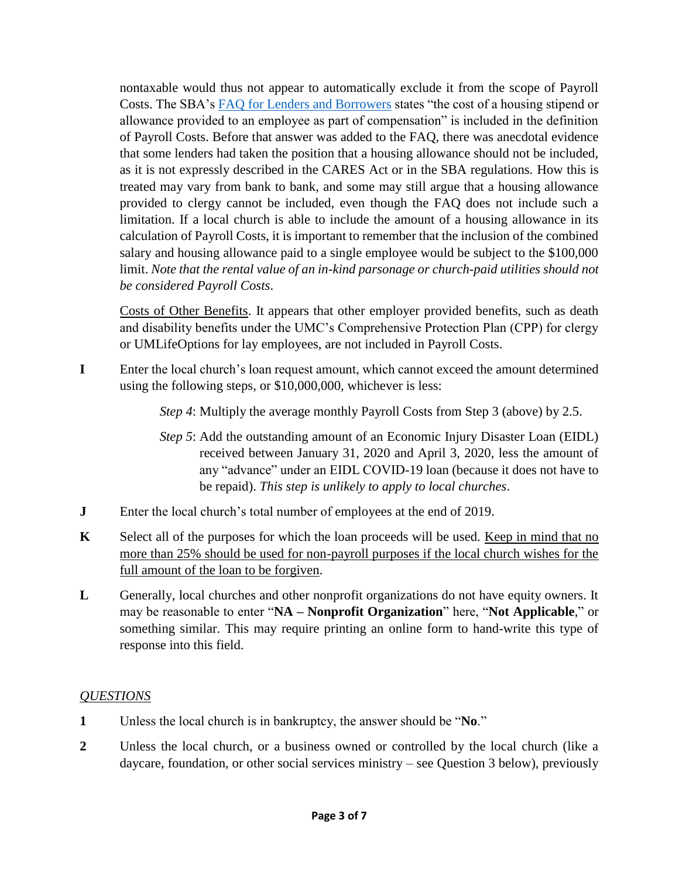nontaxable would thus not appear to automatically exclude it from the scope of Payroll Costs. The SBA's FAQ for Lenders and Borrowers states "the cost of a housing stipend or allowance provided to an employee as part of compensation" is included in the definition of Payroll Costs. Before that answer was added to the FAQ, there was anecdotal evidence that some lenders had taken the position that a housing allowance should not be included, as it is not expressly described in the CARES Act or in the SBA regulations. How this is treated may vary from bank to bank, and some may still argue that a housing allowance provided to clergy cannot be included, even though the FAQ does not include such a limitation. If a local church is able to include the amount of a housing allowance in its calculation of Payroll Costs, it is important to remember that the inclusion of the combined salary and housing allowance paid to a single employee would be subject to the $100,000 limit. *Note that the rental value of an in-kind parsonage or church-paid utilities should not be considered Payroll Costs*.

Costs of Other Benefits. It appears that other employer provided benefits, such as death and disability benefits under the UMC's Comprehensive Protection Plan (CPP) for clergy or UMLifeOptions for lay employees, are not included in Payroll Costs.

**I** Enter the local church's loan request amount, which cannot exceed the amount determined using the following steps, or $10,000,000, whichever is less:

> *Step 4*: Multiply the average monthly Payroll Costs from Step 3 (above) by 2.5.
>
> *Step 5*: Add the outstanding amount of an Economic Injury Disaster Loan (EIDL) received between January 31, 2020 and April 3, 2020, less the amount of any "advance" under an EIDL COVID-19 loan (because it does not have to be repaid). *This step is unlikely to apply to local churches*.

**J** Enter the local church's total number of employees at the end of 2019.

**K** Select all of the purposes for which the loan proceeds will be used. Keep in mind that no more than 25% should be used for non-payroll purposes if the local church wishes for the full amount of the loan to be forgiven.

**L** Generally, local churches and other nonprofit organizations do not have equity owners. It may be reasonable to enter "**NA – Nonprofit Organization**" here, "**Not Applicable**," or something similar. This may require printing an online form to hand-write this type of response into this field.

*QUESTIONS*

**1** Unless the local church is in bankruptcy, the answer should be "**No**."

**2** Unless the local church, or a business owned or controlled by the local church (like a daycare, foundation, or other social services ministry – see Question 3 below), previously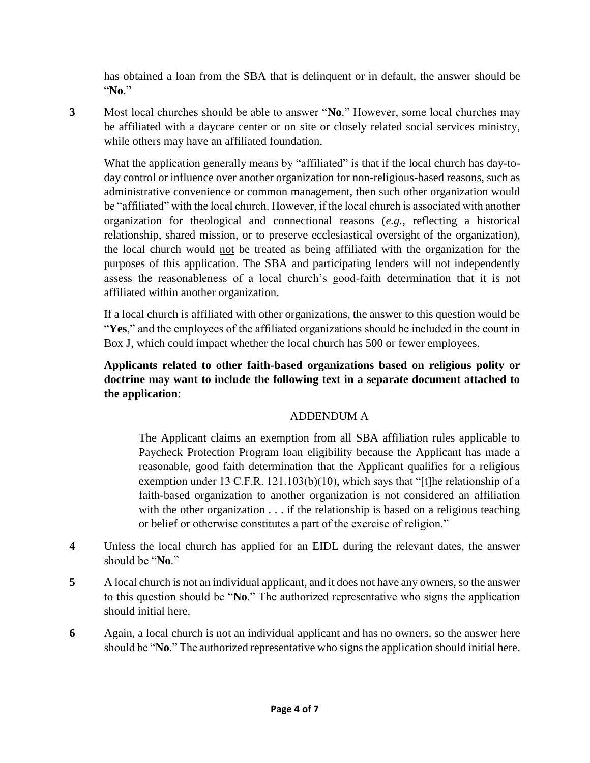has obtained a loan from the SBA that is delinquent or in default, the answer should be "**No**."

**3** Most local churches should be able to answer "**No**." However, some local churches may be affiliated with a daycare center or on site or closely related social services ministry, while others may have an affiliated foundation.

What the application generally means by "affiliated" is that if the local church has day-to-day control or influence over another organization for non-religious-based reasons, such as administrative convenience or common management, then such other organization would be "affiliated" with the local church. However, if the local church is associated with another organization for theological and connectional reasons (*e.g.*, reflecting a historical relationship, shared mission, or to preserve ecclesiastical oversight of the organization), the local church would <u>not</u> be treated as being affiliated with the organization for the purposes of this application. The SBA and participating lenders will not independently assess the reasonableness of a local church's good-faith determination that it is not affiliated within another organization.

If a local church is affiliated with other organizations, the answer to this question would be "**Yes**," and the employees of the affiliated organizations should be included in the count in Box J, which could impact whether the local church has 500 or fewer employees.

**Applicants related to other faith-based organizations based on religious polity or doctrine may want to include the following text in a separate document attached to the application**:

ADDENDUM A

> The Applicant claims an exemption from all SBA affiliation rules applicable to Paycheck Protection Program loan eligibility because the Applicant has made a reasonable, good faith determination that the Applicant qualifies for a religious exemption under 13 C.F.R. 121.103(b)(10), which says that "[t]he relationship of a faith-based organization to another organization is not considered an affiliation with the other organization . . . if the relationship is based on a religious teaching or belief or otherwise constitutes a part of the exercise of religion."

**4** Unless the local church has applied for an EIDL during the relevant dates, the answer should be "**No**."

**5** A local church is not an individual applicant, and it does not have any owners, so the answer to this question should be "**No**." The authorized representative who signs the application should initial here.

**6** Again, a local church is not an individual applicant and has no owners, so the answer here should be "**No**." The authorized representative who signs the application should initial here.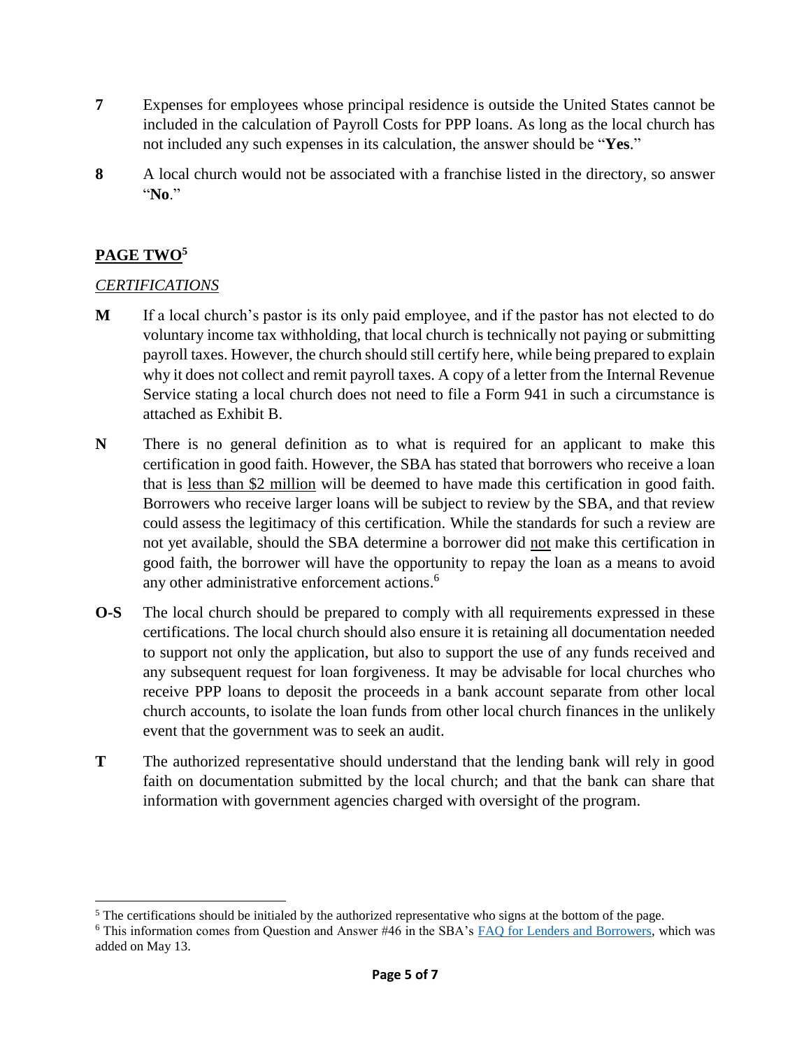**7** Expenses for employees whose principal residence is outside the United States cannot be included in the calculation of Payroll Costs for PPP loans. As long as the local church has not included any such expenses in its calculation, the answer should be "**Yes**."

**8** A local church would not be associated with a franchise listed in the directory, so answer "**No**."

## PAGE TWO[5]

*CERTIFICATIONS*

**M** If a local church's pastor is its only paid employee, and if the pastor has not elected to do voluntary income tax withholding, that local church is technically not paying or submitting payroll taxes. However, the church should still certify here, while being prepared to explain why it does not collect and remit payroll taxes. A copy of a letter from the Internal Revenue Service stating a local church does not need to file a Form 941 in such a circumstance is attached as Exhibit B.

**N** There is no general definition as to what is required for an applicant to make this certification in good faith. However, the SBA has stated that borrowers who receive a loan that is <u>less than $2 million</u> will be deemed to have made this certification in good faith. Borrowers who receive larger loans will be subject to review by the SBA, and that review could assess the legitimacy of this certification. While the standards for such a review are not yet available, should the SBA determine a borrower did <u>not</u> make this certification in good faith, the borrower will have the opportunity to repay the loan as a means to avoid any other administrative enforcement actions.[6]

**O-S** The local church should be prepared to comply with all requirements expressed in these certifications. The local church should also ensure it is retaining all documentation needed to support not only the application, but also to support the use of any funds received and any subsequent request for loan forgiveness. It may be advisable for local churches who receive PPP loans to deposit the proceeds in a bank account separate from other local church accounts, to isolate the loan funds from other local church finances in the unlikely event that the government was to seek an audit.

**T** The authorized representative should understand that the lending bank will rely in good faith on documentation submitted by the local church; and that the bank can share that information with government agencies charged with oversight of the program.

---

[5] The certifications should be initialed by the authorized representative who signs at the bottom of the page.

[6] This information comes from Question and Answer #46 in the SBA's FAQ for Lenders and Borrowers, which was added on May 13.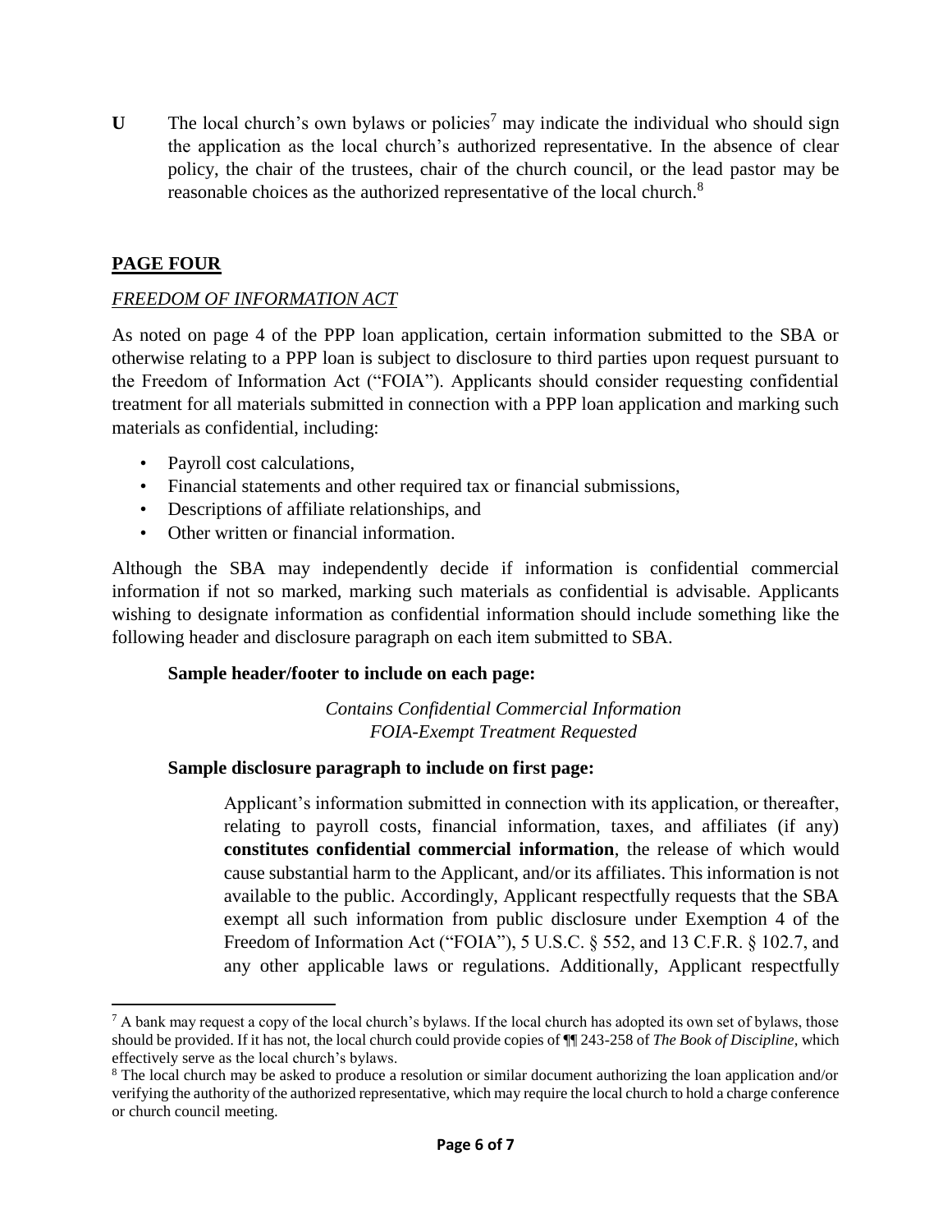**U** The local church's own bylaws or policies[7] may indicate the individual who should sign the application as the local church's authorized representative. In the absence of clear policy, the chair of the trustees, chair of the church council, or the lead pastor may be reasonable choices as the authorized representative of the local church.[8]

## PAGE FOUR

*FREEDOM OF INFORMATION ACT*

As noted on page 4 of the PPP loan application, certain information submitted to the SBA or otherwise relating to a PPP loan is subject to disclosure to third parties upon request pursuant to the Freedom of Information Act ("FOIA"). Applicants should consider requesting confidential treatment for all materials submitted in connection with a PPP loan application and marking such materials as confidential, including:

- Payroll cost calculations,
- Financial statements and other required tax or financial submissions,
- Descriptions of affiliate relationships, and
- Other written or financial information.

Although the SBA may independently decide if information is confidential commercial information if not so marked, marking such materials as confidential is advisable. Applicants wishing to designate information as confidential information should include something like the following header and disclosure paragraph on each item submitted to SBA.

**Sample header/footer to include on each page:**

*Contains Confidential Commercial Information*
*FOIA-Exempt Treatment Requested*

**Sample disclosure paragraph to include on first page:**

> Applicant's information submitted in connection with its application, or thereafter, relating to payroll costs, financial information, taxes, and affiliates (if any) **constitutes confidential commercial information**, the release of which would cause substantial harm to the Applicant, and/or its affiliates. This information is not available to the public. Accordingly, Applicant respectfully requests that the SBA exempt all such information from public disclosure under Exemption 4 of the Freedom of Information Act ("FOIA"), 5 U.S.C. § 552, and 13 C.F.R. § 102.7, and any other applicable laws or regulations. Additionally, Applicant respectfully

---

[7] A bank may request a copy of the local church's bylaws. If the local church has adopted its own set of bylaws, those should be provided. If it has not, the local church could provide copies of ¶¶ 243-258 of *The Book of Discipline*, which effectively serve as the local church's bylaws.

[8] The local church may be asked to produce a resolution or similar document authorizing the loan application and/or verifying the authority of the authorized representative, which may require the local church to hold a charge conference or church council meeting.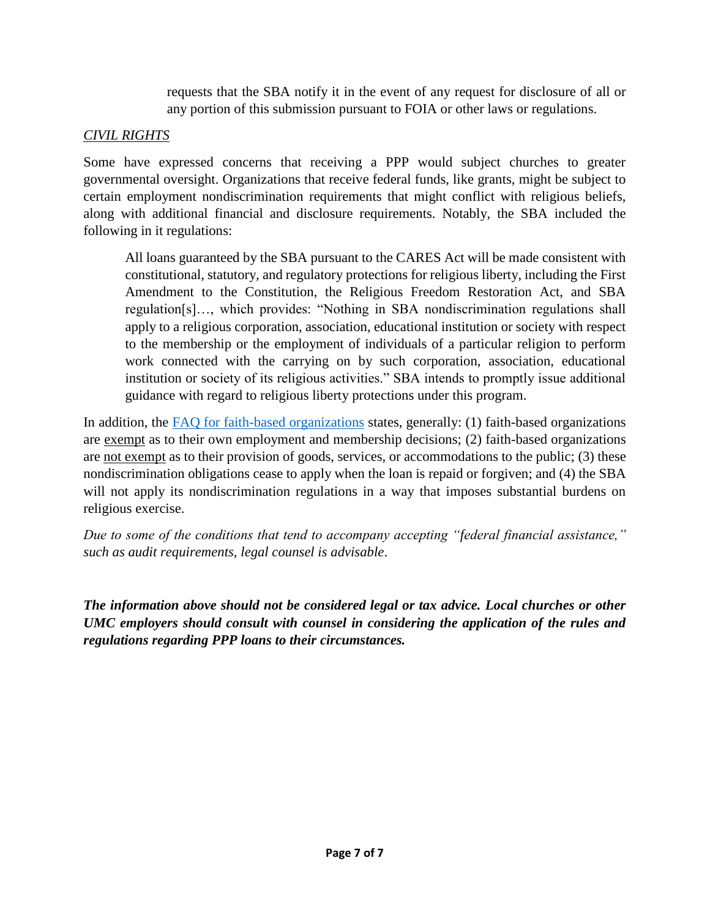requests that the SBA notify it in the event of any request for disclosure of all or any portion of this submission pursuant to FOIA or other laws or regulations.

*CIVIL RIGHTS*

Some have expressed concerns that receiving a PPP would subject churches to greater governmental oversight. Organizations that receive federal funds, like grants, might be subject to certain employment nondiscrimination requirements that might conflict with religious beliefs, along with additional financial and disclosure requirements. Notably, the SBA included the following in it regulations:

> All loans guaranteed by the SBA pursuant to the CARES Act will be made consistent with constitutional, statutory, and regulatory protections for religious liberty, including the First Amendment to the Constitution, the Religious Freedom Restoration Act, and SBA regulation[s]…, which provides: "Nothing in SBA nondiscrimination regulations shall apply to a religious corporation, association, educational institution or society with respect to the membership or the employment of individuals of a particular religion to perform work connected with the carrying on by such corporation, association, educational institution or society of its religious activities." SBA intends to promptly issue additional guidance with regard to religious liberty protections under this program.

In addition, the FAQ for faith-based organizations states, generally: (1) faith-based organizations are exempt as to their own employment and membership decisions; (2) faith-based organizations are not exempt as to their provision of goods, services, or accommodations to the public; (3) these nondiscrimination obligations cease to apply when the loan is repaid or forgiven; and (4) the SBA will not apply its nondiscrimination regulations in a way that imposes substantial burdens on religious exercise.

*Due to some of the conditions that tend to accompany accepting "federal financial assistance," such as audit requirements, legal counsel is advisable.*

***The information above should not be considered legal or tax advice. Local churches or other UMC employers should consult with counsel in considering the application of the rules and regulations regarding PPP loans to their circumstances.***